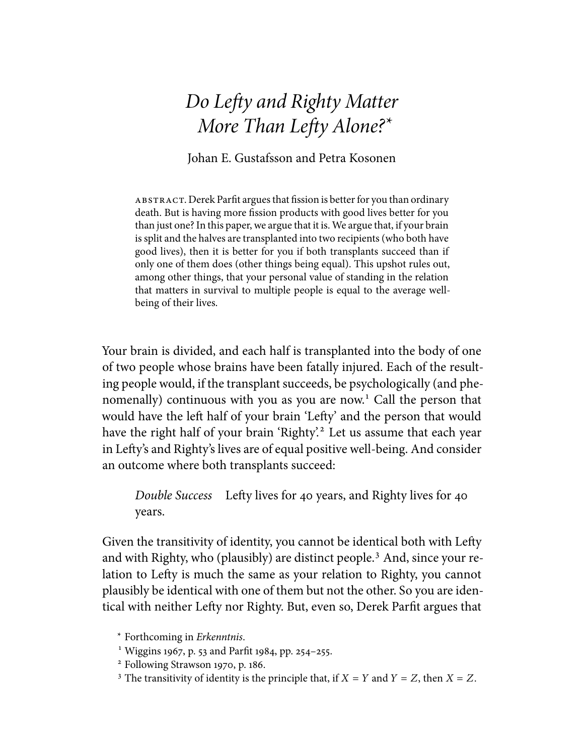# *Do Lefty and Righty Matter More Than Lefty Alone?*[*]

Johan E. Gustafsson and Petra Kosonen

ABSTRACT. Derek Parfit argues that fission is better for you than ordinary death. But is having more fission products with good lives better for you than just one? In this paper, we argue that it is. We argue that, if your brain is split and the halves are transplanted into two recipients (who both have good lives), then it is better for you if both transplants succeed than if only one of them does (other things being equal). This upshot rules out, among other things, that your personal value of standing in the relation that matters in survival to multiple people is equal to the average well-being of their lives.

Your brain is divided, and each half is transplanted into the body of one of two people whose brains have been fatally injured. Each of the resulting people would, if the transplant succeeds, be psychologically (and phenomenally) continuous with you as you are now.[1] Call the person that would have the left half of your brain 'Lefty' and the person that would have the right half of your brain 'Righty'.[2] Let us assume that each year in Lefty's and Righty's lives are of equal positive well-being. And consider an outcome where both transplants succeed:

> *Double Success* Lefty lives for 40 years, and Righty lives for 40 years.

Given the transitivity of identity, you cannot be identical both with Lefty and with Righty, who (plausibly) are distinct people.[3] And, since your relation to Lefty is much the same as your relation to Righty, you cannot plausibly be identical with one of them but not the other. So you are identical with neither Lefty nor Righty. But, even so, Derek Parfit argues that

[*] Forthcoming in *Erkenntnis*.

[1] Wiggins 1967, p. 53 and Parfit 1984, pp. 254–255.

[2] Following Strawson 1970, p. 186.

[3] The transitivity of identity is the principle that, if $X = Y$ and $Y = Z$, then $X = Z$.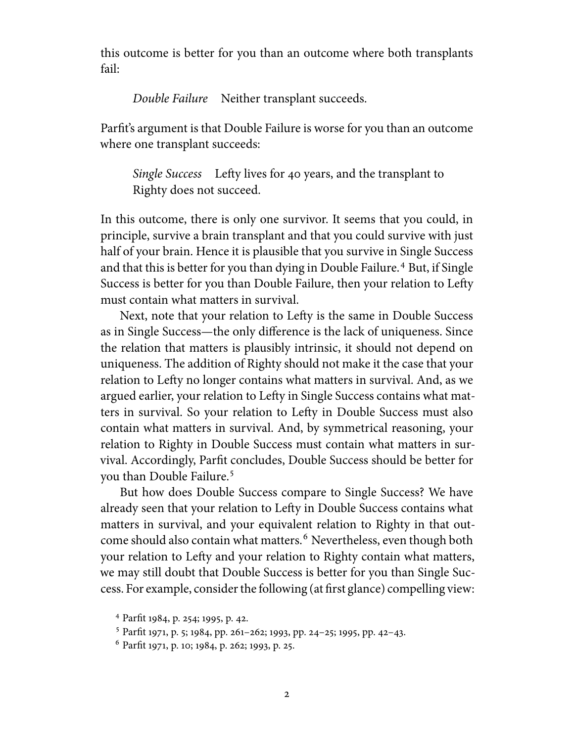this outcome is better for you than an outcome where both transplants fail:

> *Double Failure* Neither transplant succeeds.

Parfit's argument is that Double Failure is worse for you than an outcome where one transplant succeeds:

> *Single Success* Lefty lives for 40 years, and the transplant to Righty does not succeed.

In this outcome, there is only one survivor. It seems that you could, in principle, survive a brain transplant and that you could survive with just half of your brain. Hence it is plausible that you survive in Single Success and that this is better for you than dying in Double Failure.[4] But, if Single Success is better for you than Double Failure, then your relation to Lefty must contain what matters in survival.

Next, note that your relation to Lefty is the same in Double Success as in Single Success—the only difference is the lack of uniqueness. Since the relation that matters is plausibly intrinsic, it should not depend on uniqueness. The addition of Righty should not make it the case that your relation to Lefty no longer contains what matters in survival. And, as we argued earlier, your relation to Lefty in Single Success contains what matters in survival. So your relation to Lefty in Double Success must also contain what matters in survival. And, by symmetrical reasoning, your relation to Righty in Double Success must contain what matters in survival. Accordingly, Parfit concludes, Double Success should be better for you than Double Failure.[5]

But how does Double Success compare to Single Success? We have already seen that your relation to Lefty in Double Success contains what matters in survival, and your equivalent relation to Righty in that outcome should also contain what matters.[6] Nevertheless, even though both your relation to Lefty and your relation to Righty contain what matters, we may still doubt that Double Success is better for you than Single Success. For example, consider the following (at first glance) compelling view:

[4] Parfit 1984, p. 254; 1995, p. 42.

[5] Parfit 1971, p. 5; 1984, pp. 261–262; 1993, pp. 24–25; 1995, pp. 42–43.

[6] Parfit 1971, p. 10; 1984, p. 262; 1993, p. 25.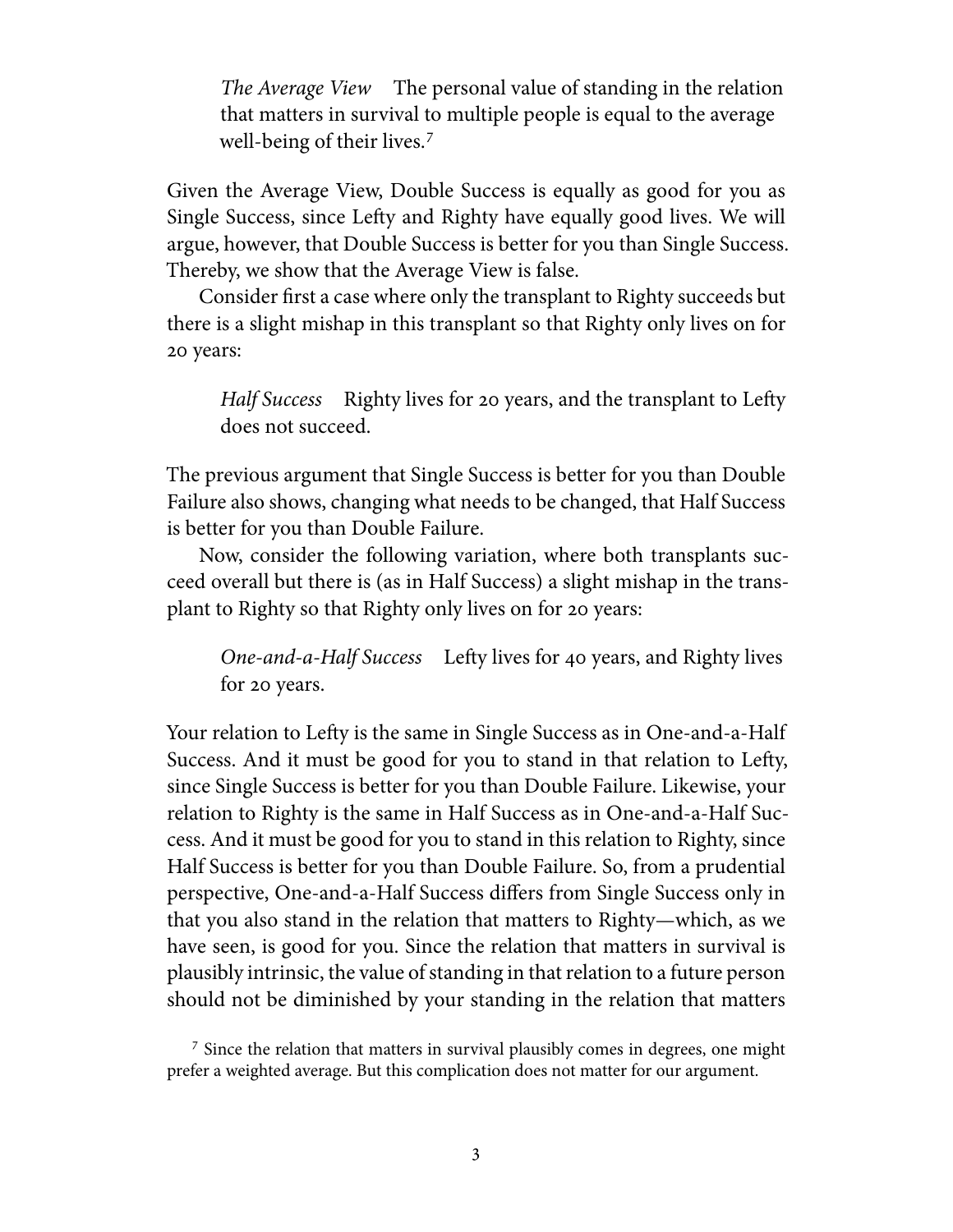> *The Average View* The personal value of standing in the relation that matters in survival to multiple people is equal to the average well-being of their lives.[7]

Given the Average View, Double Success is equally as good for you as Single Success, since Lefty and Righty have equally good lives. We will argue, however, that Double Success is better for you than Single Success. Thereby, we show that the Average View is false.

Consider first a case where only the transplant to Righty succeeds but there is a slight mishap in this transplant so that Righty only lives on for 20 years:

> *Half Success* Righty lives for 20 years, and the transplant to Lefty does not succeed.

The previous argument that Single Success is better for you than Double Failure also shows, changing what needs to be changed, that Half Success is better for you than Double Failure.

Now, consider the following variation, where both transplants succeed overall but there is (as in Half Success) a slight mishap in the transplant to Righty so that Righty only lives on for 20 years:

> *One-and-a-Half Success* Lefty lives for 40 years, and Righty lives for 20 years.

Your relation to Lefty is the same in Single Success as in One-and-a-Half Success. And it must be good for you to stand in that relation to Lefty, since Single Success is better for you than Double Failure. Likewise, your relation to Righty is the same in Half Success as in One-and-a-Half Success. And it must be good for you to stand in this relation to Righty, since Half Success is better for you than Double Failure. So, from a prudential perspective, One-and-a-Half Success differs from Single Success only in that you also stand in the relation that matters to Righty—which, as we have seen, is good for you. Since the relation that matters in survival is plausibly intrinsic, the value of standing in that relation to a future person should not be diminished by your standing in the relation that matters

[7] Since the relation that matters in survival plausibly comes in degrees, one might prefer a weighted average. But this complication does not matter for our argument.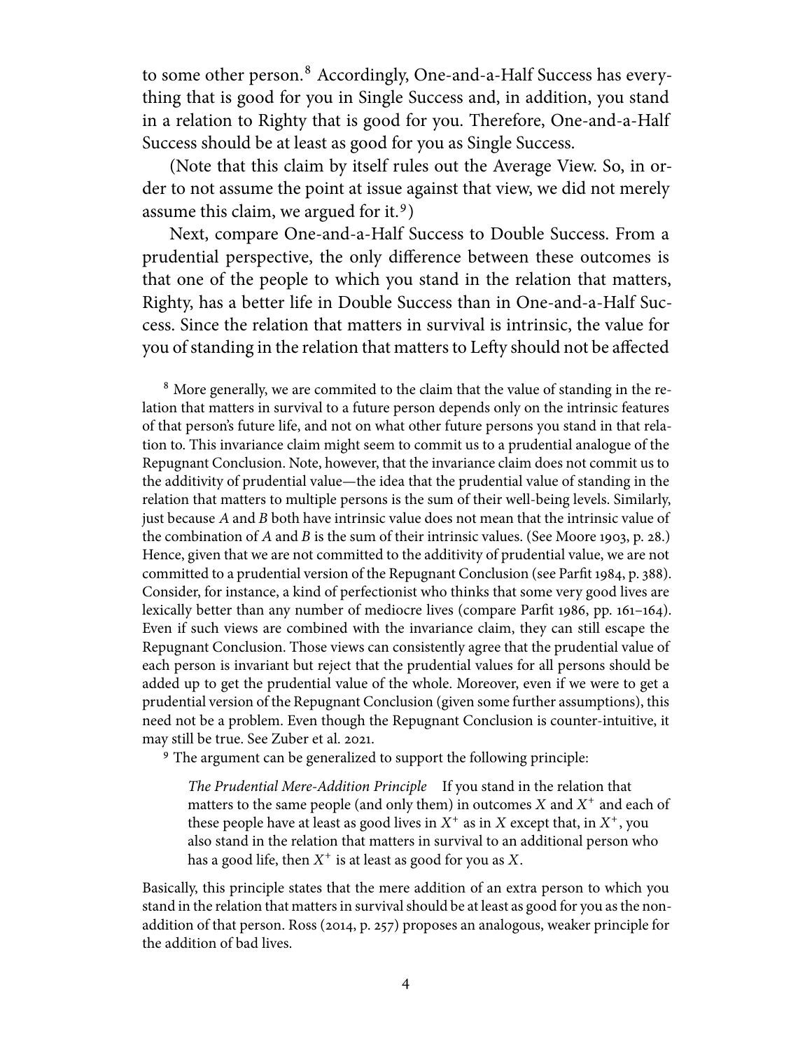to some other person.[8] Accordingly, One-and-a-Half Success has everything that is good for you in Single Success and, in addition, you stand in a relation to Righty that is good for you. Therefore, One-and-a-Half Success should be at least as good for you as Single Success.

(Note that this claim by itself rules out the Average View. So, in order to not assume the point at issue against that view, we did not merely assume this claim, we argued for it.[9])

Next, compare One-and-a-Half Success to Double Success. From a prudential perspective, the only difference between these outcomes is that one of the people to which you stand in the relation that matters, Righty, has a better life in Double Success than in One-and-a-Half Success. Since the relation that matters in survival is intrinsic, the value for you of standing in the relation that matters to Lefty should not be affected

[8] More generally, we are commited to the claim that the value of standing in the relation that matters in survival to a future person depends only on the intrinsic features of that person's future life, and not on what other future persons you stand in that relation to. This invariance claim might seem to commit us to a prudential analogue of the Repugnant Conclusion. Note, however, that the invariance claim does not commit us to the additivity of prudential value—the idea that the prudential value of standing in the relation that matters to multiple persons is the sum of their well-being levels. Similarly, just because *A* and *B* both have intrinsic value does not mean that the intrinsic value of the combination of *A* and *B* is the sum of their intrinsic values. (See Moore 1903, p. 28.) Hence, given that we are not committed to the additivity of prudential value, we are not committed to a prudential version of the Repugnant Conclusion (see Parfit 1984, p. 388). Consider, for instance, a kind of perfectionist who thinks that some very good lives are lexically better than any number of mediocre lives (compare Parfit 1986, pp. 161–164). Even if such views are combined with the invariance claim, they can still escape the Repugnant Conclusion. Those views can consistently agree that the prudential value of each person is invariant but reject that the prudential values for all persons should be added up to get the prudential value of the whole. Moreover, even if we were to get a prudential version of the Repugnant Conclusion (given some further assumptions), this need not be a problem. Even though the Repugnant Conclusion is counter-intuitive, it may still be true. See Zuber et al. 2021.

[9] The argument can be generalized to support the following principle:

> *The Prudential Mere-Addition Principle* If you stand in the relation that matters to the same people (and only them) in outcomes $X$ and $X^+$ and each of these people have at least as good lives in $X^+$ as in $X$ except that, in $X^+$, you also stand in the relation that matters in survival to an additional person who has a good life, then $X^+$ is at least as good for you as $X$.

Basically, this principle states that the mere addition of an extra person to which you stand in the relation that matters in survival should be at least as good for you as the non-addition of that person. Ross (2014, p. 257) proposes an analogous, weaker principle for the addition of bad lives.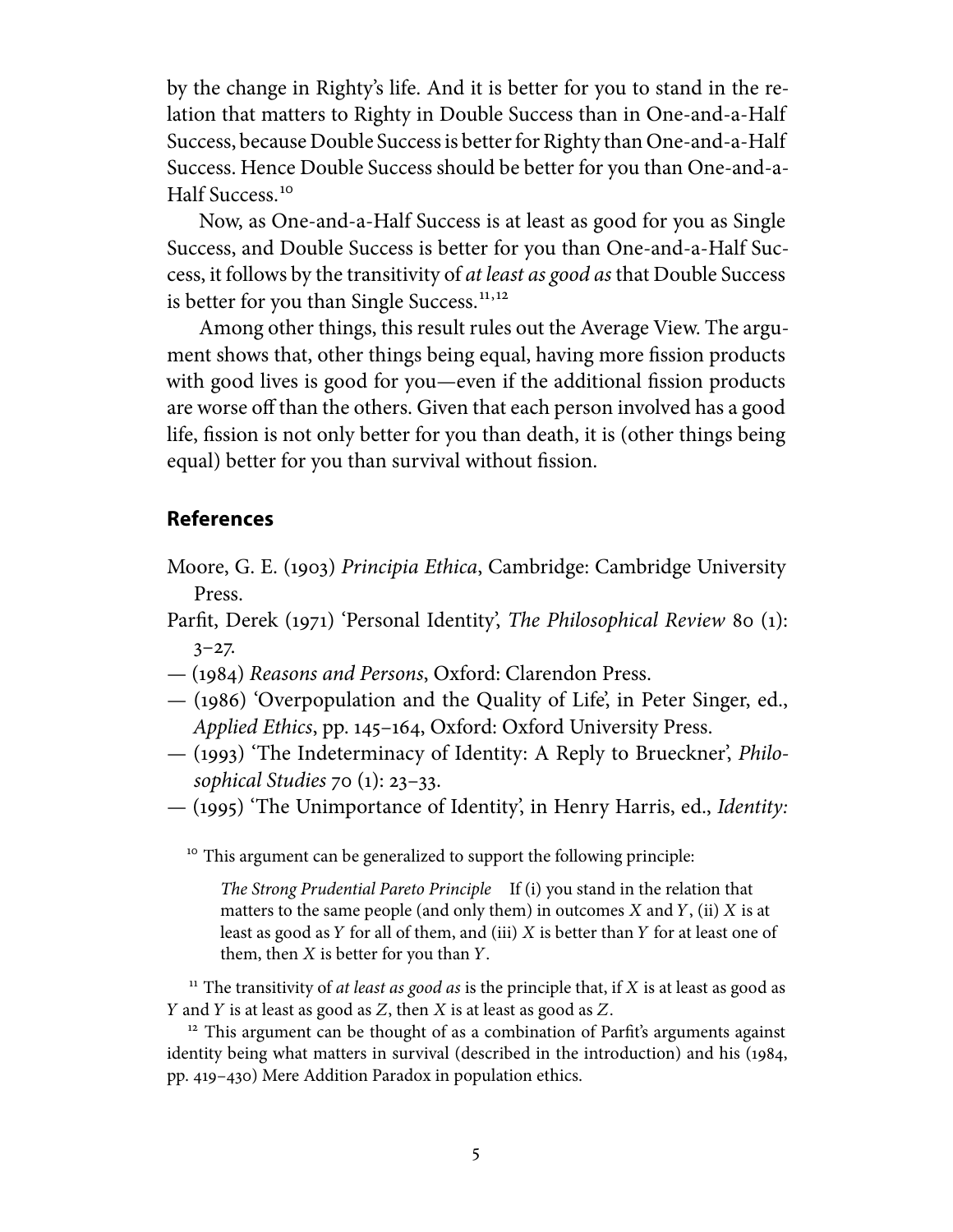by the change in Righty's life. And it is better for you to stand in the relation that matters to Righty in Double Success than in One-and-a-Half Success, because Double Success is better for Righty than One-and-a-Half Success. Hence Double Success should be better for you than One-and-a-Half Success.[10]

Now, as One-and-a-Half Success is at least as good for you as Single Success, and Double Success is better for you than One-and-a-Half Success, it follows by the transitivity of *at least as good as* that Double Success is better for you than Single Success.[11,12]

Among other things, this result rules out the Average View. The argument shows that, other things being equal, having more fission products with good lives is good for you—even if the additional fission products are worse off than the others. Given that each person involved has a good life, fission is not only better for you than death, it is (other things being equal) better for you than survival without fission.

## References

Moore, G. E. (1903) *Principia Ethica*, Cambridge: Cambridge University Press.

Parfit, Derek (1971) 'Personal Identity', *The Philosophical Review* 80 (1): 3–27.

— (1984) *Reasons and Persons*, Oxford: Clarendon Press.

— (1986) 'Overpopulation and the Quality of Life', in Peter Singer, ed., *Applied Ethics*, pp. 145–164, Oxford: Oxford University Press.

— (1993) 'The Indeterminacy of Identity: A Reply to Brueckner', *Philosophical Studies* 70 (1): 23–33.

— (1995) 'The Unimportance of Identity', in Henry Harris, ed., *Identity:*

[10] This argument can be generalized to support the following principle:

> *The Strong Prudential Pareto Principle* If (i) you stand in the relation that matters to the same people (and only them) in outcomes $X$ and $Y$, (ii) $X$ is at least as good as $Y$ for all of them, and (iii) $X$ is better than $Y$ for at least one of them, then $X$ is better for you than $Y$.

[11] The transitivity of *at least as good as* is the principle that, if $X$ is at least as good as $Y$ and $Y$ is at least as good as $Z$, then $X$ is at least as good as $Z$.

[12] This argument can be thought of as a combination of Parfit's arguments against identity being what matters in survival (described in the introduction) and his (1984, pp. 419–430) Mere Addition Paradox in population ethics.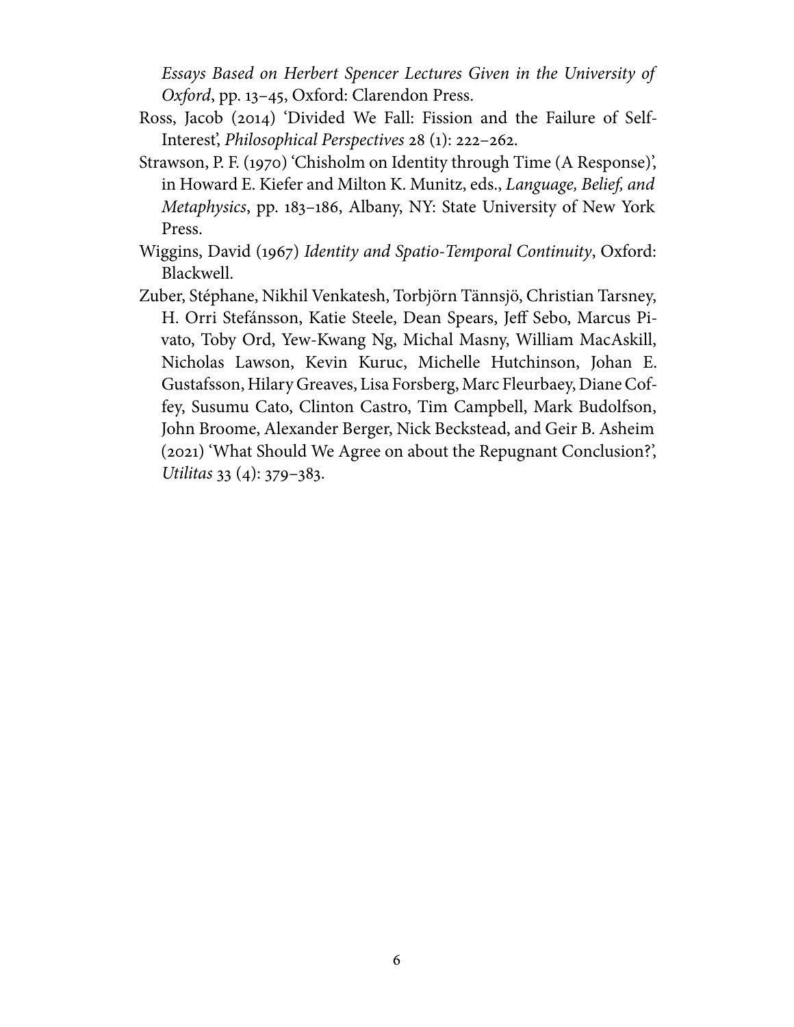*Essays Based on Herbert Spencer Lectures Given in the University of Oxford*, pp. 13–45, Oxford: Clarendon Press.

Ross, Jacob (2014) 'Divided We Fall: Fission and the Failure of Self-Interest', *Philosophical Perspectives* 28 (1): 222–262.

Strawson, P. F. (1970) 'Chisholm on Identity through Time (A Response)', in Howard E. Kiefer and Milton K. Munitz, eds., *Language, Belief, and Metaphysics*, pp. 183–186, Albany, NY: State University of New York Press.

Wiggins, David (1967) *Identity and Spatio-Temporal Continuity*, Oxford: Blackwell.

Zuber, Stéphane, Nikhil Venkatesh, Torbjörn Tännsjö, Christian Tarsney, H. Orri Stefánsson, Katie Steele, Dean Spears, Jeff Sebo, Marcus Pivato, Toby Ord, Yew-Kwang Ng, Michal Masny, William MacAskill, Nicholas Lawson, Kevin Kuruc, Michelle Hutchinson, Johan E. Gustafsson, Hilary Greaves, Lisa Forsberg, Marc Fleurbaey, Diane Coffey, Susumu Cato, Clinton Castro, Tim Campbell, Mark Budolfson, John Broome, Alexander Berger, Nick Beckstead, and Geir B. Asheim (2021) 'What Should We Agree on about the Repugnant Conclusion?', *Utilitas* 33 (4): 379–383.